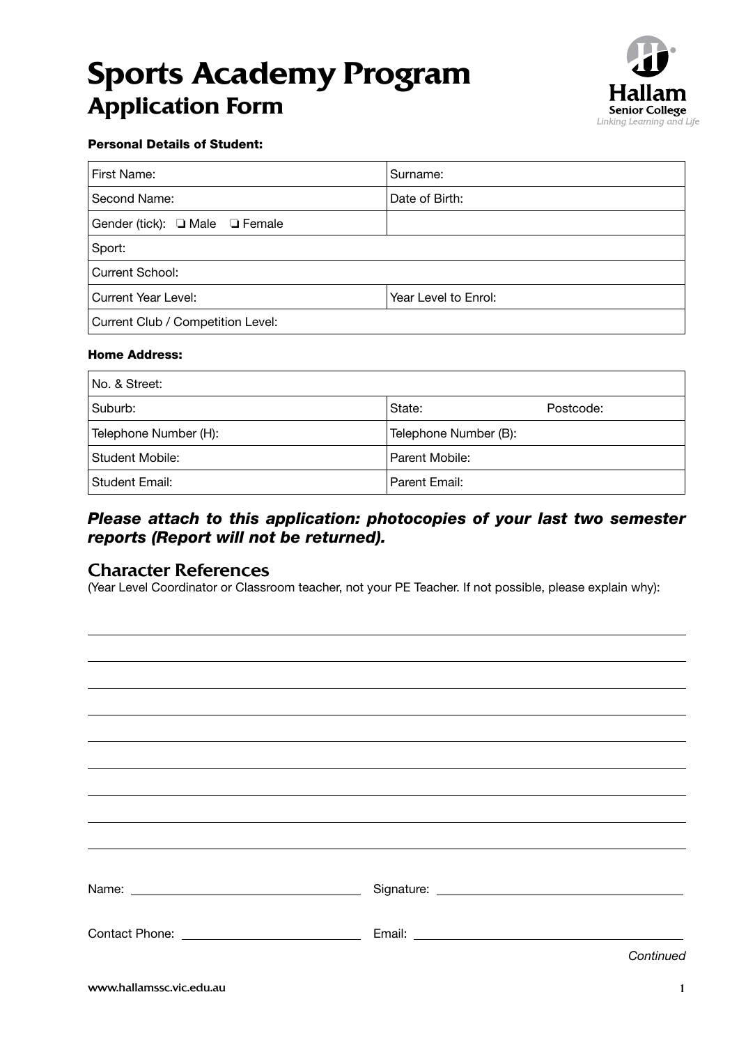# Sports Academy Program
## Application Form

Hallam Senior College
*Linking Learning and Life*

**Personal Details of Student:**

| First Name: | Surname: |
|---|---|
| Second Name: | Date of Birth: |
| Gender (tick): ❑ Male ❑ Female | |
| Sport: | |
| Current School: | |
| Current Year Level: | Year Level to Enrol: |
| Current Club / Competition Level: | |

**Home Address:**

| No. & Street: | |
|---|---|
| Suburb: | State: Postcode: |
| Telephone Number (H): | Telephone Number (B): |
| Student Mobile: | Parent Mobile: |
| Student Email: | Parent Email: |

***Please attach to this application: photocopies of your last two semester reports (Report will not be returned).***

## Character References

(Year Level Coordinator or Classroom teacher, not your PE Teacher. If not possible, please explain why):

\_\_\_\_\_\_\_\_\_\_\_\_\_\_\_\_\_\_\_\_\_\_\_\_\_\_\_\_\_\_\_\_\_\_\_\_\_\_\_\_\_\_\_\_\_\_\_\_\_\_\_\_\_\_\_\_\_\_\_\_\_\_

\_\_\_\_\_\_\_\_\_\_\_\_\_\_\_\_\_\_\_\_\_\_\_\_\_\_\_\_\_\_\_\_\_\_\_\_\_\_\_\_\_\_\_\_\_\_\_\_\_\_\_\_\_\_\_\_\_\_\_\_\_\_

\_\_\_\_\_\_\_\_\_\_\_\_\_\_\_\_\_\_\_\_\_\_\_\_\_\_\_\_\_\_\_\_\_\_\_\_\_\_\_\_\_\_\_\_\_\_\_\_\_\_\_\_\_\_\_\_\_\_\_\_\_\_

\_\_\_\_\_\_\_\_\_\_\_\_\_\_\_\_\_\_\_\_\_\_\_\_\_\_\_\_\_\_\_\_\_\_\_\_\_\_\_\_\_\_\_\_\_\_\_\_\_\_\_\_\_\_\_\_\_\_\_\_\_\_

\_\_\_\_\_\_\_\_\_\_\_\_\_\_\_\_\_\_\_\_\_\_\_\_\_\_\_\_\_\_\_\_\_\_\_\_\_\_\_\_\_\_\_\_\_\_\_\_\_\_\_\_\_\_\_\_\_\_\_\_\_\_

\_\_\_\_\_\_\_\_\_\_\_\_\_\_\_\_\_\_\_\_\_\_\_\_\_\_\_\_\_\_\_\_\_\_\_\_\_\_\_\_\_\_\_\_\_\_\_\_\_\_\_\_\_\_\_\_\_\_\_\_\_\_

\_\_\_\_\_\_\_\_\_\_\_\_\_\_\_\_\_\_\_\_\_\_\_\_\_\_\_\_\_\_\_\_\_\_\_\_\_\_\_\_\_\_\_\_\_\_\_\_\_\_\_\_\_\_\_\_\_\_\_\_\_\_

\_\_\_\_\_\_\_\_\_\_\_\_\_\_\_\_\_\_\_\_\_\_\_\_\_\_\_\_\_\_\_\_\_\_\_\_\_\_\_\_\_\_\_\_\_\_\_\_\_\_\_\_\_\_\_\_\_\_\_\_\_\_

\_\_\_\_\_\_\_\_\_\_\_\_\_\_\_\_\_\_\_\_\_\_\_\_\_\_\_\_\_\_\_\_\_\_\_\_\_\_\_\_\_\_\_\_\_\_\_\_\_\_\_\_\_\_\_\_\_\_\_\_\_\_

Name: \_\_\_\_\_\_\_\_\_\_\_\_\_\_\_\_\_\_\_\_\_\_\_\_\_\_\_\_ Signature: \_\_\_\_\_\_\_\_\_\_\_\_\_\_\_\_\_\_\_\_\_\_\_\_\_\_\_\_

Contact Phone: \_\_\_\_\_\_\_\_\_\_\_\_\_\_\_\_\_\_\_\_\_\_\_\_ Email: \_\_\_\_\_\_\_\_\_\_\_\_\_\_\_\_\_\_\_\_\_\_\_\_\_\_\_\_\_\_

*Continued*

www.hallamssc.vic.edu.au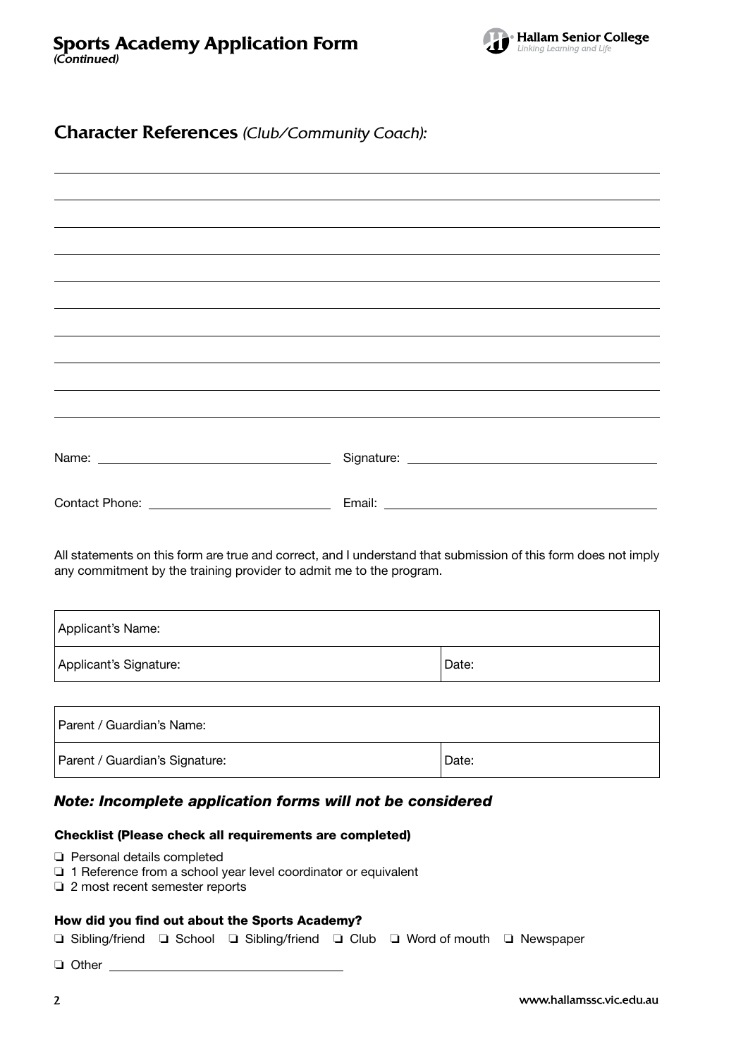# Sports Academy Application Form
*(Continued)*

## Character References *(Club/Community Coach):*

Name: ______________________ Signature: ______________________

Contact Phone: ______________________ Email: ______________________

All statements on this form are true and correct, and I understand that submission of this form does not imply any commitment by the training provider to admit me to the program.

| | |
|---|---|
| Applicant's Name: | |
| Applicant's Signature: | Date: |

| | |
|---|---|
| Parent / Guardian's Name: | |
| Parent / Guardian's Signature: | Date: |

***Note: Incomplete application forms will not be considered***

**Checklist (Please check all requirements are completed)**

- ❏ Personal details completed
- ❏ 1 Reference from a school year level coordinator or equivalent
- ❏ 2 most recent semester reports

**How did you find out about the Sports Academy?**

❏ Sibling/friend ❏ School ❏ Sibling/friend ❏ Club ❏ Word of mouth ❏ Newspaper

❏ Other ______________________